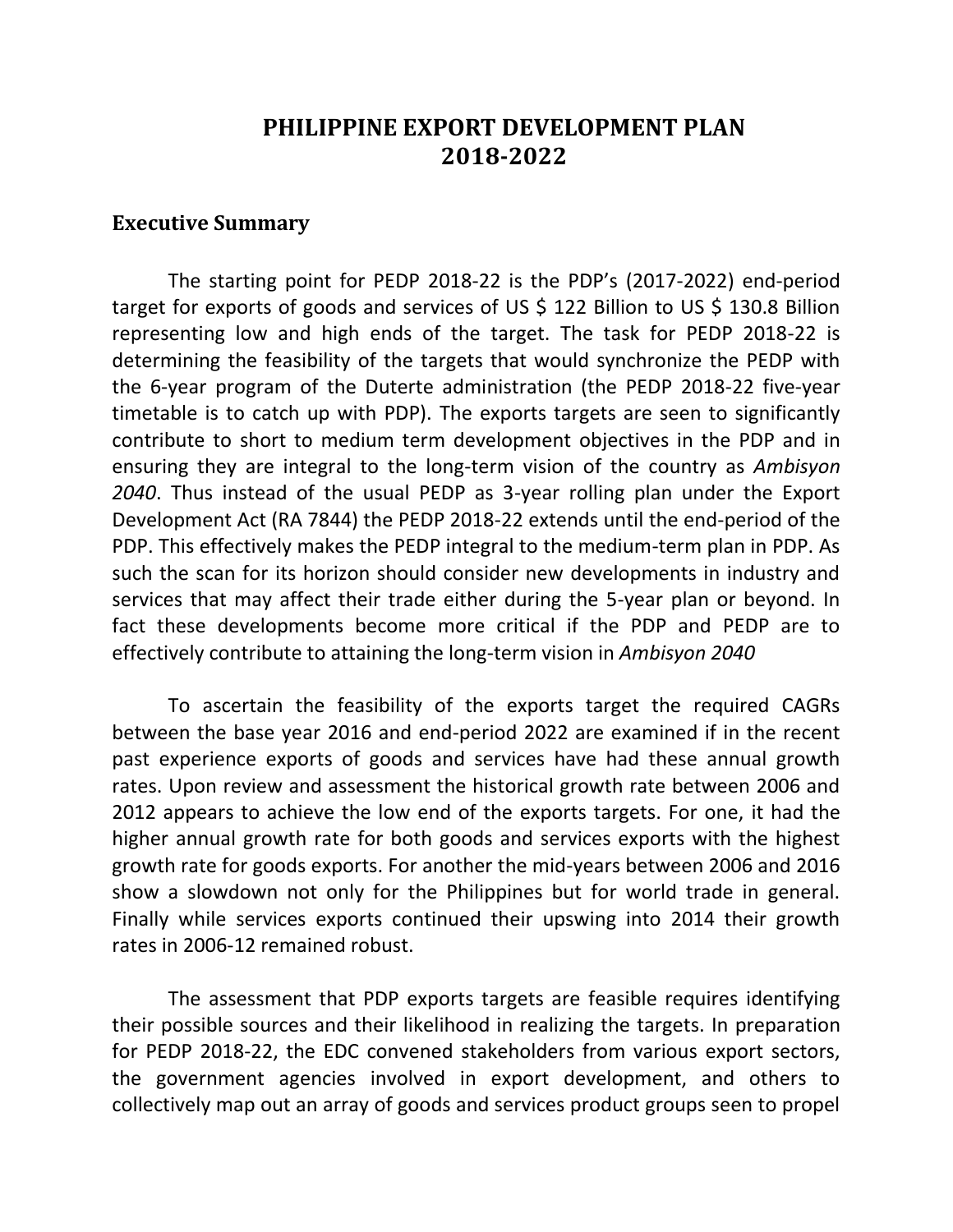# PHILIPPINE EXPORT DEVELOPMENT PLAN 2018-2022

## Executive Summary

The starting point for PEDP 2018-22 is the PDP's (2017-2022) end-period target for exports of goods and services of US $ 122 Billion to US $ 130.8 Billion representing low and high ends of the target. The task for PEDP 2018-22 is determining the feasibility of the targets that would synchronize the PEDP with the 6-year program of the Duterte administration (the PEDP 2018-22 five-year timetable is to catch up with PDP). The exports targets are seen to significantly contribute to short to medium term development objectives in the PDP and in ensuring they are integral to the long-term vision of the country as *Ambisyon 2040*. Thus instead of the usual PEDP as 3-year rolling plan under the Export Development Act (RA 7844) the PEDP 2018-22 extends until the end-period of the PDP. This effectively makes the PEDP integral to the medium-term plan in PDP. As such the scan for its horizon should consider new developments in industry and services that may affect their trade either during the 5-year plan or beyond. In fact these developments become more critical if the PDP and PEDP are to effectively contribute to attaining the long-term vision in *Ambisyon 2040*

To ascertain the feasibility of the exports target the required CAGRs between the base year 2016 and end-period 2022 are examined if in the recent past experience exports of goods and services have had these annual growth rates. Upon review and assessment the historical growth rate between 2006 and 2012 appears to achieve the low end of the exports targets. For one, it had the higher annual growth rate for both goods and services exports with the highest growth rate for goods exports. For another the mid-years between 2006 and 2016 show a slowdown not only for the Philippines but for world trade in general. Finally while services exports continued their upswing into 2014 their growth rates in 2006-12 remained robust.

The assessment that PDP exports targets are feasible requires identifying their possible sources and their likelihood in realizing the targets. In preparation for PEDP 2018-22, the EDC convened stakeholders from various export sectors, the government agencies involved in export development, and others to collectively map out an array of goods and services product groups seen to propel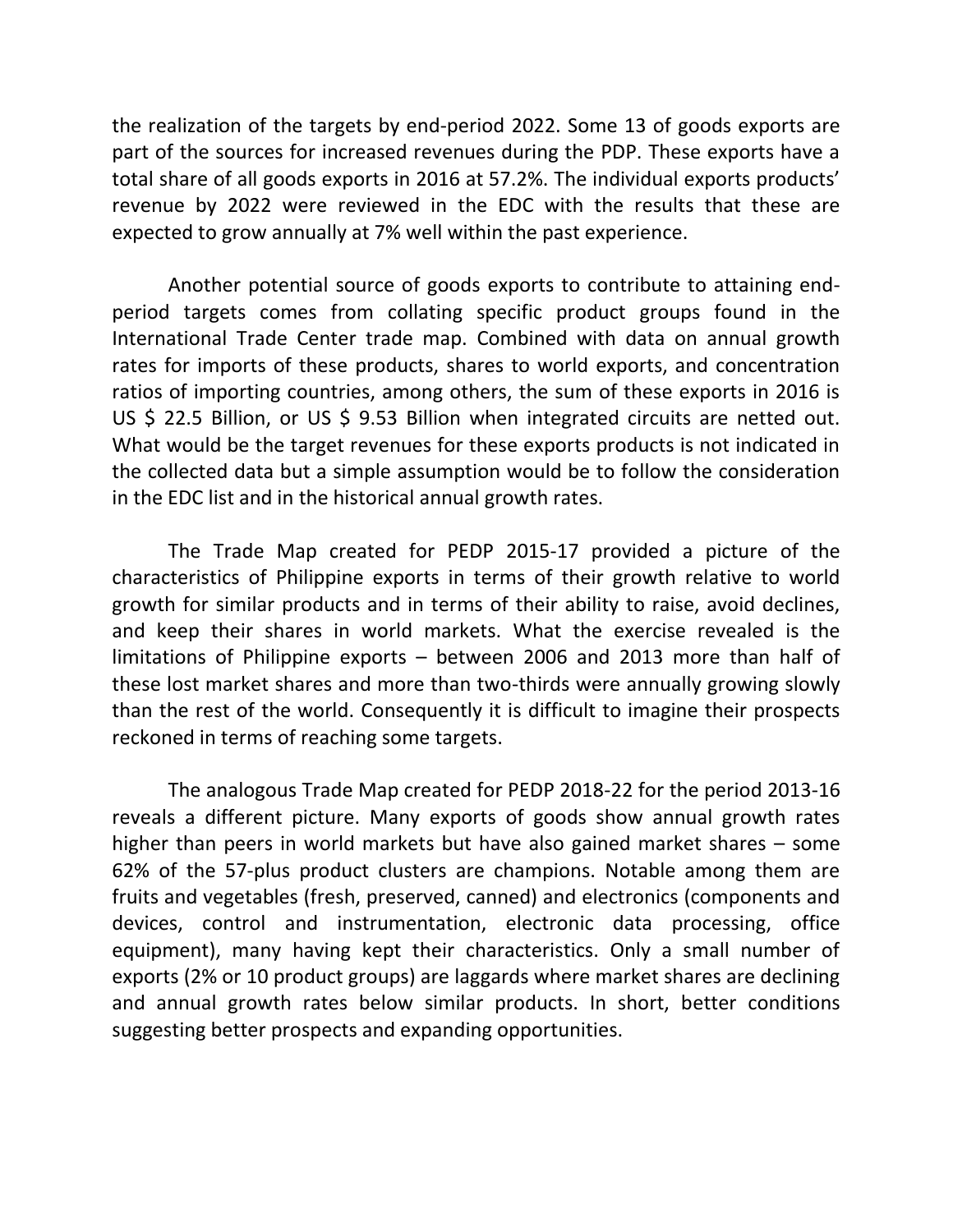the realization of the targets by end-period 2022. Some 13 of goods exports are part of the sources for increased revenues during the PDP. These exports have a total share of all goods exports in 2016 at 57.2%. The individual exports products' revenue by 2022 were reviewed in the EDC with the results that these are expected to grow annually at 7% well within the past experience.

Another potential source of goods exports to contribute to attaining end-period targets comes from collating specific product groups found in the International Trade Center trade map. Combined with data on annual growth rates for imports of these products, shares to world exports, and concentration ratios of importing countries, among others, the sum of these exports in 2016 is US $ 22.5 Billion, or US $ 9.53 Billion when integrated circuits are netted out. What would be the target revenues for these exports products is not indicated in the collected data but a simple assumption would be to follow the consideration in the EDC list and in the historical annual growth rates.

The Trade Map created for PEDP 2015-17 provided a picture of the characteristics of Philippine exports in terms of their growth relative to world growth for similar products and in terms of their ability to raise, avoid declines, and keep their shares in world markets. What the exercise revealed is the limitations of Philippine exports – between 2006 and 2013 more than half of these lost market shares and more than two-thirds were annually growing slowly than the rest of the world. Consequently it is difficult to imagine their prospects reckoned in terms of reaching some targets.

The analogous Trade Map created for PEDP 2018-22 for the period 2013-16 reveals a different picture. Many exports of goods show annual growth rates higher than peers in world markets but have also gained market shares – some 62% of the 57-plus product clusters are champions. Notable among them are fruits and vegetables (fresh, preserved, canned) and electronics (components and devices, control and instrumentation, electronic data processing, office equipment), many having kept their characteristics. Only a small number of exports (2% or 10 product groups) are laggards where market shares are declining and annual growth rates below similar products. In short, better conditions suggesting better prospects and expanding opportunities.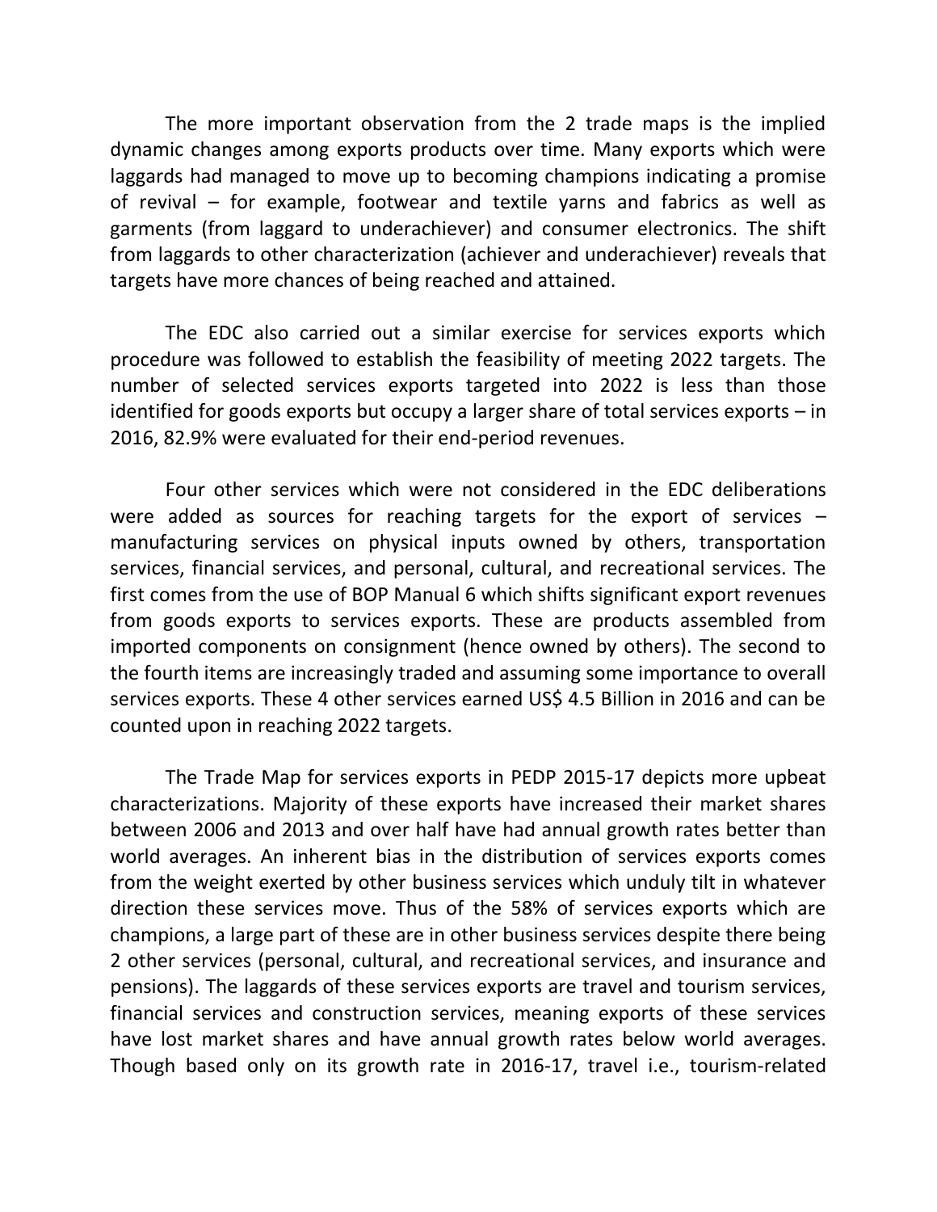The more important observation from the 2 trade maps is the implied dynamic changes among exports products over time. Many exports which were laggards had managed to move up to becoming champions indicating a promise of revival – for example, footwear and textile yarns and fabrics as well as garments (from laggard to underachiever) and consumer electronics. The shift from laggards to other characterization (achiever and underachiever) reveals that targets have more chances of being reached and attained.

The EDC also carried out a similar exercise for services exports which procedure was followed to establish the feasibility of meeting 2022 targets. The number of selected services exports targeted into 2022 is less than those identified for goods exports but occupy a larger share of total services exports – in 2016, 82.9% were evaluated for their end-period revenues.

Four other services which were not considered in the EDC deliberations were added as sources for reaching targets for the export of services – manufacturing services on physical inputs owned by others, transportation services, financial services, and personal, cultural, and recreational services. The first comes from the use of BOP Manual 6 which shifts significant export revenues from goods exports to services exports. These are products assembled from imported components on consignment (hence owned by others). The second to the fourth items are increasingly traded and assuming some importance to overall services exports. These 4 other services earned US$ 4.5 Billion in 2016 and can be counted upon in reaching 2022 targets.

The Trade Map for services exports in PEDP 2015-17 depicts more upbeat characterizations. Majority of these exports have increased their market shares between 2006 and 2013 and over half have had annual growth rates better than world averages. An inherent bias in the distribution of services exports comes from the weight exerted by other business services which unduly tilt in whatever direction these services move. Thus of the 58% of services exports which are champions, a large part of these are in other business services despite there being 2 other services (personal, cultural, and recreational services, and insurance and pensions). The laggards of these services exports are travel and tourism services, financial services and construction services, meaning exports of these services have lost market shares and have annual growth rates below world averages. Though based only on its growth rate in 2016-17, travel i.e., tourism-related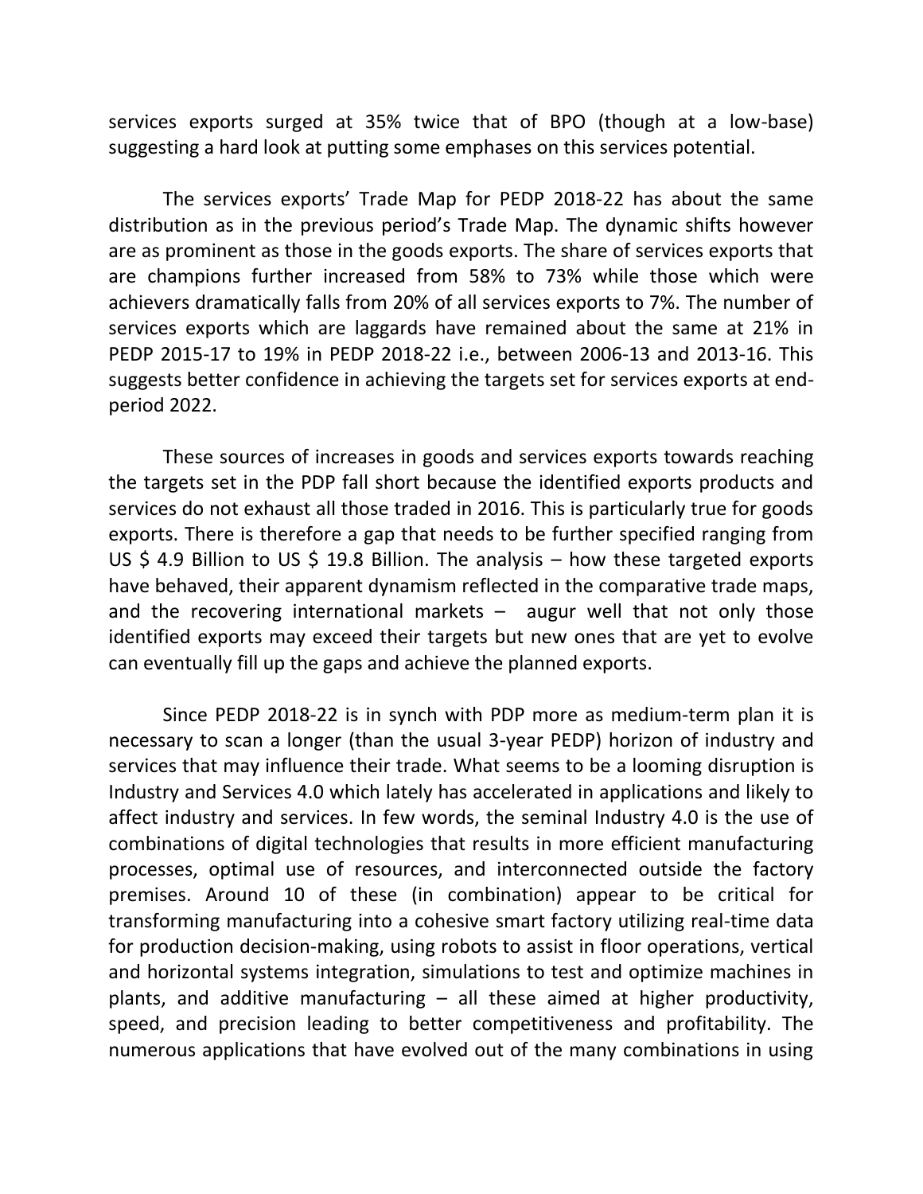services exports surged at 35% twice that of BPO (though at a low-base) suggesting a hard look at putting some emphases on this services potential.

The services exports' Trade Map for PEDP 2018-22 has about the same distribution as in the previous period's Trade Map. The dynamic shifts however are as prominent as those in the goods exports. The share of services exports that are champions further increased from 58% to 73% while those which were achievers dramatically falls from 20% of all services exports to 7%. The number of services exports which are laggards have remained about the same at 21% in PEDP 2015-17 to 19% in PEDP 2018-22 i.e., between 2006-13 and 2013-16. This suggests better confidence in achieving the targets set for services exports at end-period 2022.

These sources of increases in goods and services exports towards reaching the targets set in the PDP fall short because the identified exports products and services do not exhaust all those traded in 2016. This is particularly true for goods exports. There is therefore a gap that needs to be further specified ranging from US $ 4.9 Billion to US $ 19.8 Billion. The analysis – how these targeted exports have behaved, their apparent dynamism reflected in the comparative trade maps, and the recovering international markets – augur well that not only those identified exports may exceed their targets but new ones that are yet to evolve can eventually fill up the gaps and achieve the planned exports.

Since PEDP 2018-22 is in synch with PDP more as medium-term plan it is necessary to scan a longer (than the usual 3-year PEDP) horizon of industry and services that may influence their trade. What seems to be a looming disruption is Industry and Services 4.0 which lately has accelerated in applications and likely to affect industry and services. In few words, the seminal Industry 4.0 is the use of combinations of digital technologies that results in more efficient manufacturing processes, optimal use of resources, and interconnected outside the factory premises. Around 10 of these (in combination) appear to be critical for transforming manufacturing into a cohesive smart factory utilizing real-time data for production decision-making, using robots to assist in floor operations, vertical and horizontal systems integration, simulations to test and optimize machines in plants, and additive manufacturing – all these aimed at higher productivity, speed, and precision leading to better competitiveness and profitability. The numerous applications that have evolved out of the many combinations in using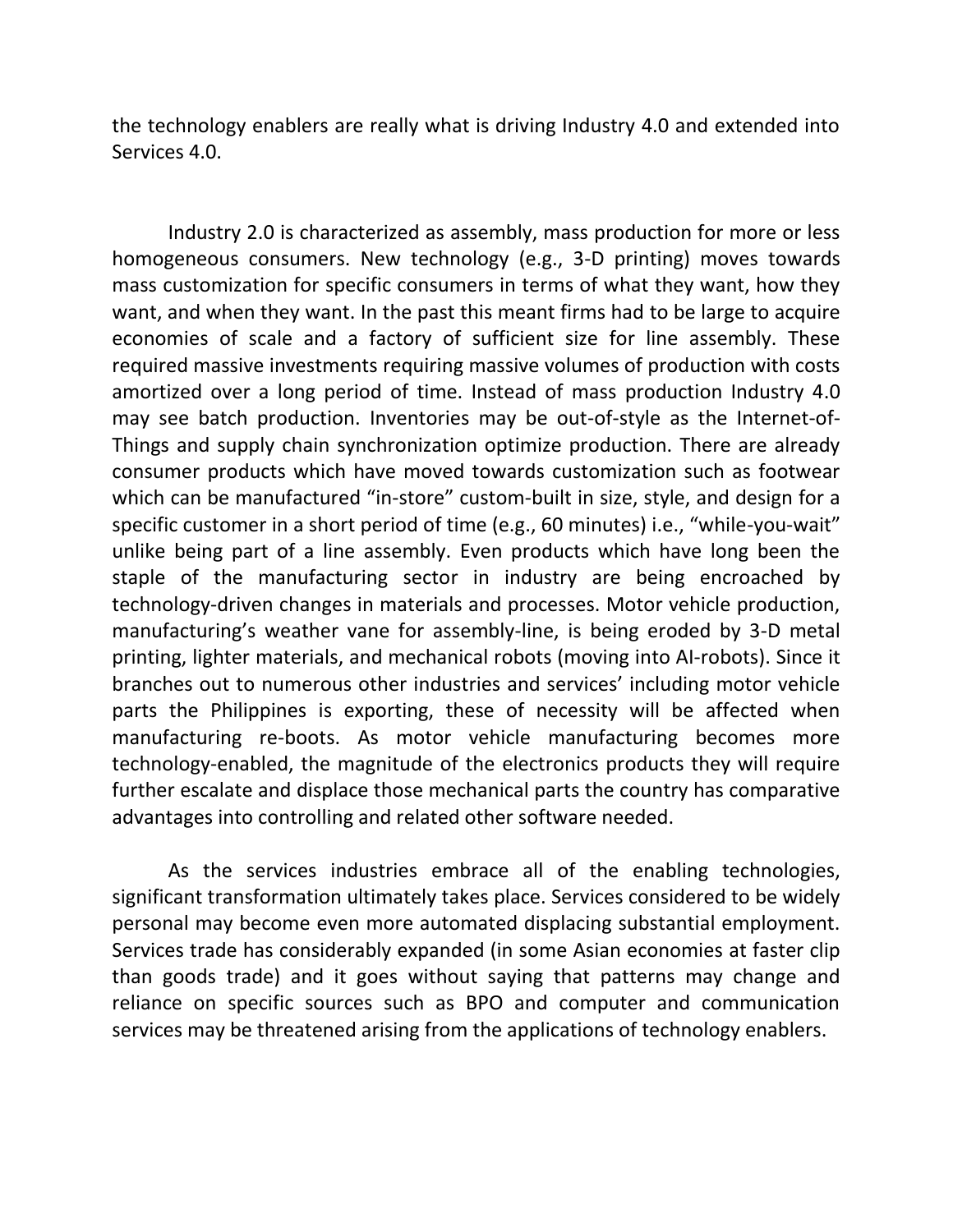the technology enablers are really what is driving Industry 4.0 and extended into Services 4.0.

Industry 2.0 is characterized as assembly, mass production for more or less homogeneous consumers. New technology (e.g., 3-D printing) moves towards mass customization for specific consumers in terms of what they want, how they want, and when they want. In the past this meant firms had to be large to acquire economies of scale and a factory of sufficient size for line assembly. These required massive investments requiring massive volumes of production with costs amortized over a long period of time. Instead of mass production Industry 4.0 may see batch production. Inventories may be out-of-style as the Internet-of-Things and supply chain synchronization optimize production. There are already consumer products which have moved towards customization such as footwear which can be manufactured "in-store" custom-built in size, style, and design for a specific customer in a short period of time (e.g., 60 minutes) i.e., "while-you-wait" unlike being part of a line assembly. Even products which have long been the staple of the manufacturing sector in industry are being encroached by technology-driven changes in materials and processes. Motor vehicle production, manufacturing's weather vane for assembly-line, is being eroded by 3-D metal printing, lighter materials, and mechanical robots (moving into AI-robots). Since it branches out to numerous other industries and services' including motor vehicle parts the Philippines is exporting, these of necessity will be affected when manufacturing re-boots. As motor vehicle manufacturing becomes more technology-enabled, the magnitude of the electronics products they will require further escalate and displace those mechanical parts the country has comparative advantages into controlling and related other software needed.

As the services industries embrace all of the enabling technologies, significant transformation ultimately takes place. Services considered to be widely personal may become even more automated displacing substantial employment. Services trade has considerably expanded (in some Asian economies at faster clip than goods trade) and it goes without saying that patterns may change and reliance on specific sources such as BPO and computer and communication services may be threatened arising from the applications of technology enablers.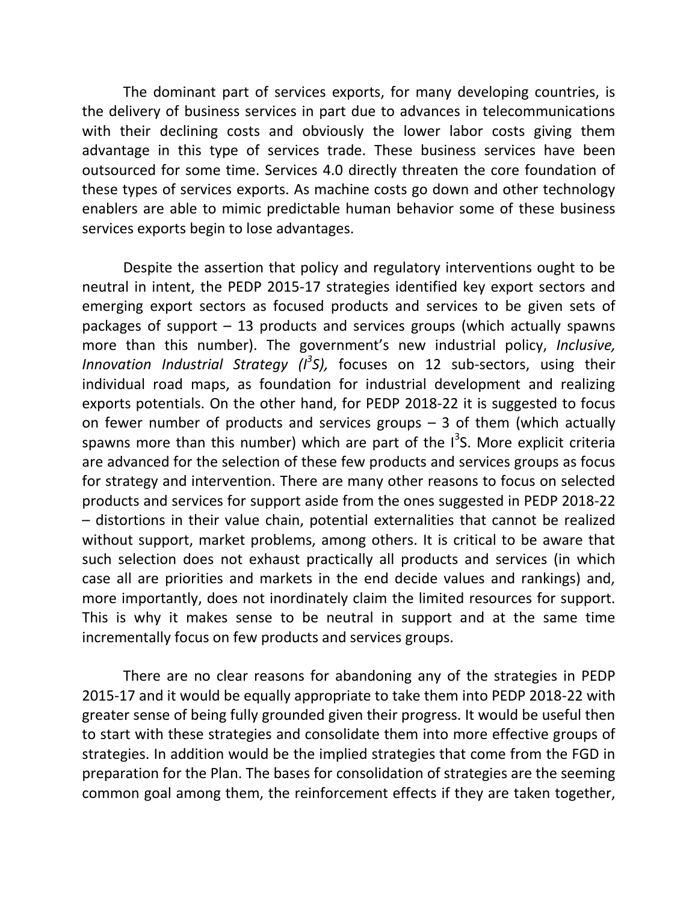The dominant part of services exports, for many developing countries, is the delivery of business services in part due to advances in telecommunications with their declining costs and obviously the lower labor costs giving them advantage in this type of services trade. These business services have been outsourced for some time. Services 4.0 directly threaten the core foundation of these types of services exports. As machine costs go down and other technology enablers are able to mimic predictable human behavior some of these business services exports begin to lose advantages.

Despite the assertion that policy and regulatory interventions ought to be neutral in intent, the PEDP 2015-17 strategies identified key export sectors and emerging export sectors as focused products and services to be given sets of packages of support – 13 products and services groups (which actually spawns more than this number). The government's new industrial policy, *Inclusive, Innovation Industrial Strategy ($I^3S$),* focuses on 12 sub-sectors, using their individual road maps, as foundation for industrial development and realizing exports potentials. On the other hand, for PEDP 2018-22 it is suggested to focus on fewer number of products and services groups – 3 of them (which actually spawns more than this number) which are part of the $I^3S$. More explicit criteria are advanced for the selection of these few products and services groups as focus for strategy and intervention. There are many other reasons to focus on selected products and services for support aside from the ones suggested in PEDP 2018-22 – distortions in their value chain, potential externalities that cannot be realized without support, market problems, among others. It is critical to be aware that such selection does not exhaust practically all products and services (in which case all are priorities and markets in the end decide values and rankings) and, more importantly, does not inordinately claim the limited resources for support. This is why it makes sense to be neutral in support and at the same time incrementally focus on few products and services groups.

There are no clear reasons for abandoning any of the strategies in PEDP 2015-17 and it would be equally appropriate to take them into PEDP 2018-22 with greater sense of being fully grounded given their progress. It would be useful then to start with these strategies and consolidate them into more effective groups of strategies. In addition would be the implied strategies that come from the FGD in preparation for the Plan. The bases for consolidation of strategies are the seeming common goal among them, the reinforcement effects if they are taken together,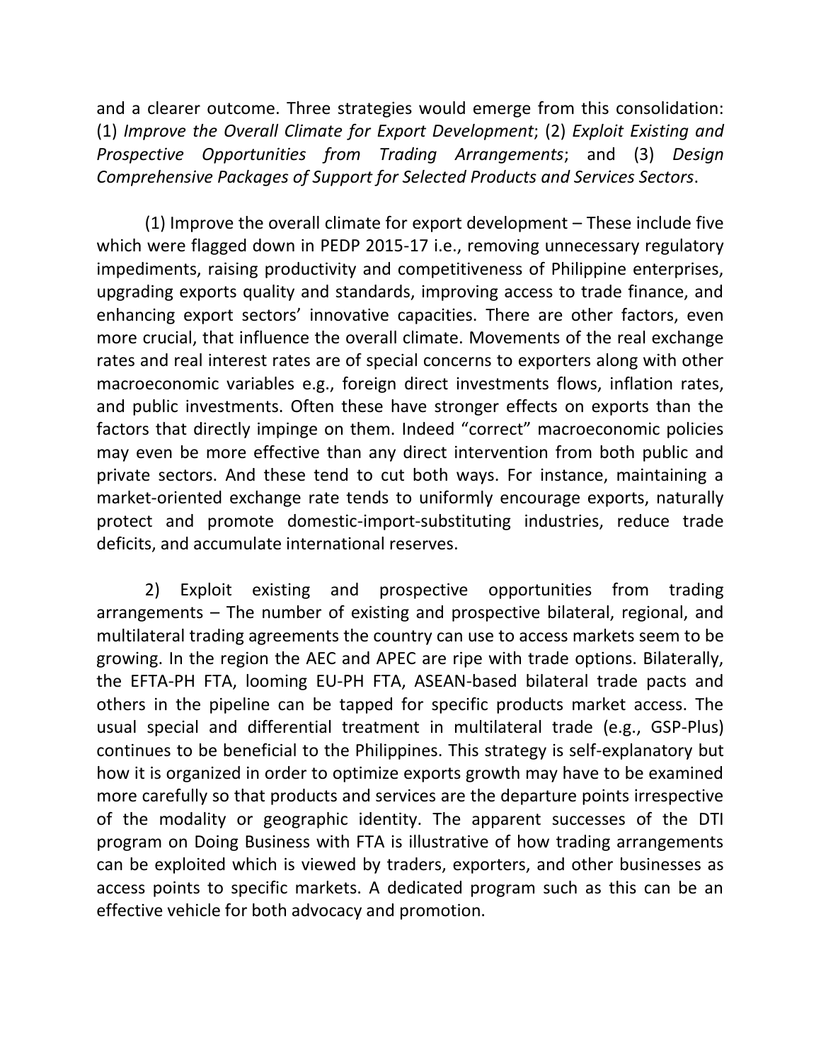and a clearer outcome. Three strategies would emerge from this consolidation: (1) *Improve the Overall Climate for Export Development*; (2) *Exploit Existing and Prospective Opportunities from Trading Arrangements*; and (3) *Design Comprehensive Packages of Support for Selected Products and Services Sectors*.

(1) Improve the overall climate for export development – These include five which were flagged down in PEDP 2015-17 i.e., removing unnecessary regulatory impediments, raising productivity and competitiveness of Philippine enterprises, upgrading exports quality and standards, improving access to trade finance, and enhancing export sectors' innovative capacities. There are other factors, even more crucial, that influence the overall climate. Movements of the real exchange rates and real interest rates are of special concerns to exporters along with other macroeconomic variables e.g., foreign direct investments flows, inflation rates, and public investments. Often these have stronger effects on exports than the factors that directly impinge on them. Indeed "correct" macroeconomic policies may even be more effective than any direct intervention from both public and private sectors. And these tend to cut both ways. For instance, maintaining a market-oriented exchange rate tends to uniformly encourage exports, naturally protect and promote domestic-import-substituting industries, reduce trade deficits, and accumulate international reserves.

2) Exploit existing and prospective opportunities from trading arrangements – The number of existing and prospective bilateral, regional, and multilateral trading agreements the country can use to access markets seem to be growing. In the region the AEC and APEC are ripe with trade options. Bilaterally, the EFTA-PH FTA, looming EU-PH FTA, ASEAN-based bilateral trade pacts and others in the pipeline can be tapped for specific products market access. The usual special and differential treatment in multilateral trade (e.g., GSP-Plus) continues to be beneficial to the Philippines. This strategy is self-explanatory but how it is organized in order to optimize exports growth may have to be examined more carefully so that products and services are the departure points irrespective of the modality or geographic identity. The apparent successes of the DTI program on Doing Business with FTA is illustrative of how trading arrangements can be exploited which is viewed by traders, exporters, and other businesses as access points to specific markets. A dedicated program such as this can be an effective vehicle for both advocacy and promotion.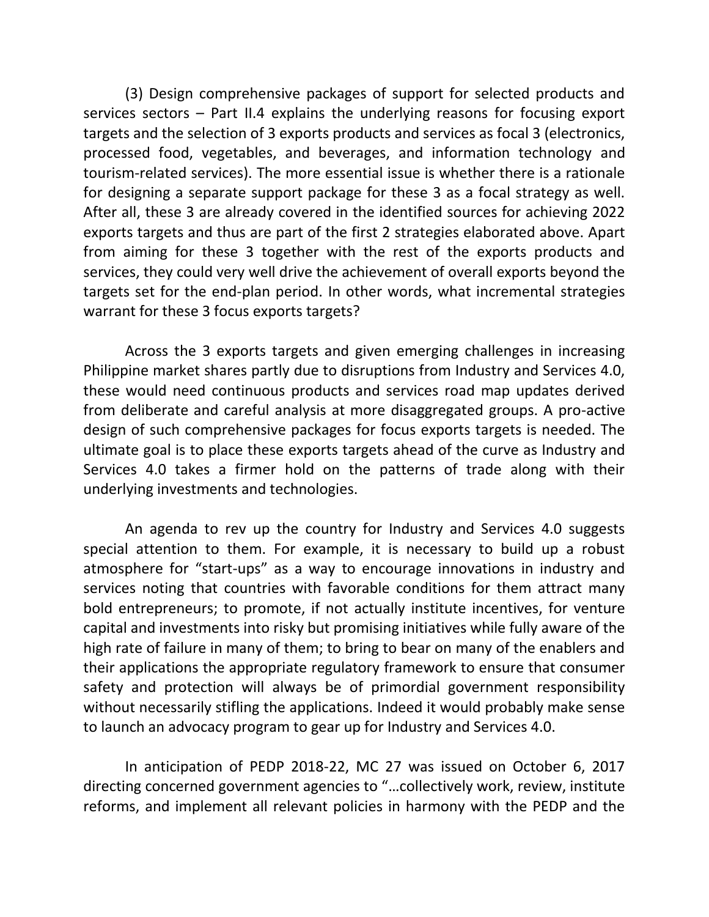(3) Design comprehensive packages of support for selected products and services sectors – Part II.4 explains the underlying reasons for focusing export targets and the selection of 3 exports products and services as focal 3 (electronics, processed food, vegetables, and beverages, and information technology and tourism-related services). The more essential issue is whether there is a rationale for designing a separate support package for these 3 as a focal strategy as well. After all, these 3 are already covered in the identified sources for achieving 2022 exports targets and thus are part of the first 2 strategies elaborated above. Apart from aiming for these 3 together with the rest of the exports products and services, they could very well drive the achievement of overall exports beyond the targets set for the end-plan period. In other words, what incremental strategies warrant for these 3 focus exports targets?

Across the 3 exports targets and given emerging challenges in increasing Philippine market shares partly due to disruptions from Industry and Services 4.0, these would need continuous products and services road map updates derived from deliberate and careful analysis at more disaggregated groups. A pro-active design of such comprehensive packages for focus exports targets is needed. The ultimate goal is to place these exports targets ahead of the curve as Industry and Services 4.0 takes a firmer hold on the patterns of trade along with their underlying investments and technologies.

An agenda to rev up the country for Industry and Services 4.0 suggests special attention to them. For example, it is necessary to build up a robust atmosphere for "start-ups" as a way to encourage innovations in industry and services noting that countries with favorable conditions for them attract many bold entrepreneurs; to promote, if not actually institute incentives, for venture capital and investments into risky but promising initiatives while fully aware of the high rate of failure in many of them; to bring to bear on many of the enablers and their applications the appropriate regulatory framework to ensure that consumer safety and protection will always be of primordial government responsibility without necessarily stifling the applications. Indeed it would probably make sense to launch an advocacy program to gear up for Industry and Services 4.0.

In anticipation of PEDP 2018-22, MC 27 was issued on October 6, 2017 directing concerned government agencies to "…collectively work, review, institute reforms, and implement all relevant policies in harmony with the PEDP and the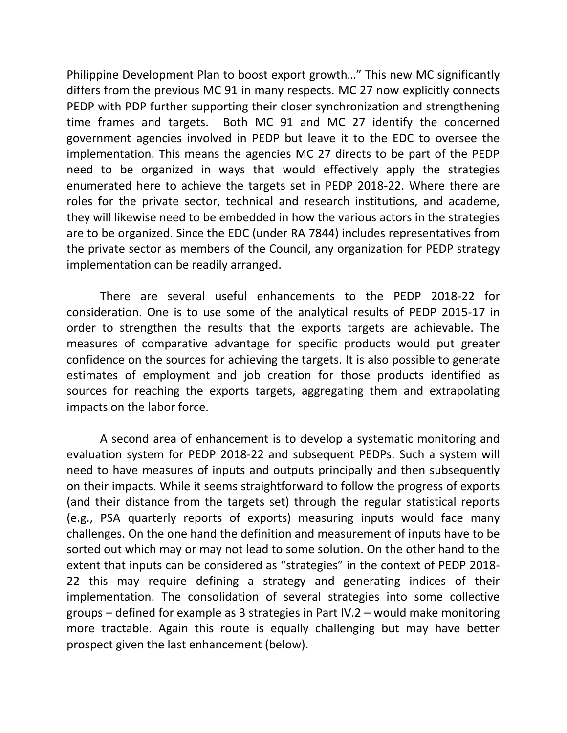Philippine Development Plan to boost export growth…" This new MC significantly differs from the previous MC 91 in many respects. MC 27 now explicitly connects PEDP with PDP further supporting their closer synchronization and strengthening time frames and targets. Both MC 91 and MC 27 identify the concerned government agencies involved in PEDP but leave it to the EDC to oversee the implementation. This means the agencies MC 27 directs to be part of the PEDP need to be organized in ways that would effectively apply the strategies enumerated here to achieve the targets set in PEDP 2018-22. Where there are roles for the private sector, technical and research institutions, and academe, they will likewise need to be embedded in how the various actors in the strategies are to be organized. Since the EDC (under RA 7844) includes representatives from the private sector as members of the Council, any organization for PEDP strategy implementation can be readily arranged.

There are several useful enhancements to the PEDP 2018-22 for consideration. One is to use some of the analytical results of PEDP 2015-17 in order to strengthen the results that the exports targets are achievable. The measures of comparative advantage for specific products would put greater confidence on the sources for achieving the targets. It is also possible to generate estimates of employment and job creation for those products identified as sources for reaching the exports targets, aggregating them and extrapolating impacts on the labor force.

A second area of enhancement is to develop a systematic monitoring and evaluation system for PEDP 2018-22 and subsequent PEDPs. Such a system will need to have measures of inputs and outputs principally and then subsequently on their impacts. While it seems straightforward to follow the progress of exports (and their distance from the targets set) through the regular statistical reports (e.g., PSA quarterly reports of exports) measuring inputs would face many challenges. On the one hand the definition and measurement of inputs have to be sorted out which may or may not lead to some solution. On the other hand to the extent that inputs can be considered as "strategies" in the context of PEDP 2018-22 this may require defining a strategy and generating indices of their implementation. The consolidation of several strategies into some collective groups – defined for example as 3 strategies in Part IV.2 – would make monitoring more tractable. Again this route is equally challenging but may have better prospect given the last enhancement (below).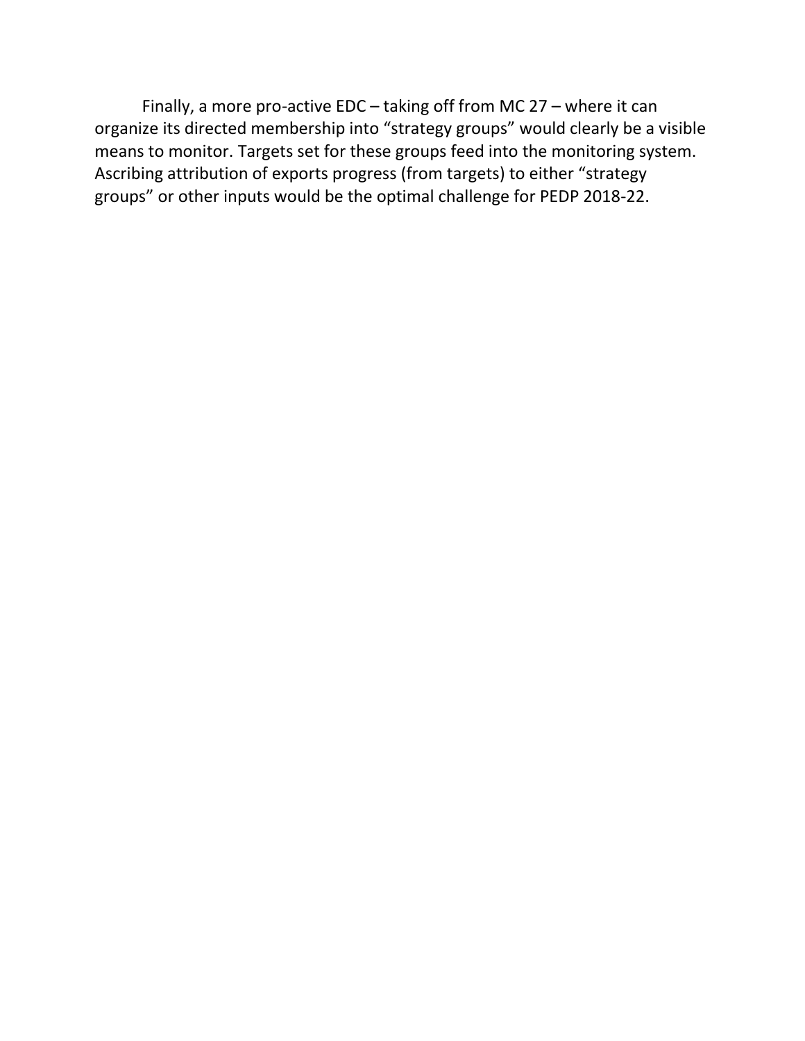Finally, a more pro-active EDC – taking off from MC 27 – where it can organize its directed membership into "strategy groups" would clearly be a visible means to monitor. Targets set for these groups feed into the monitoring system. Ascribing attribution of exports progress (from targets) to either "strategy groups" or other inputs would be the optimal challenge for PEDP 2018-22.